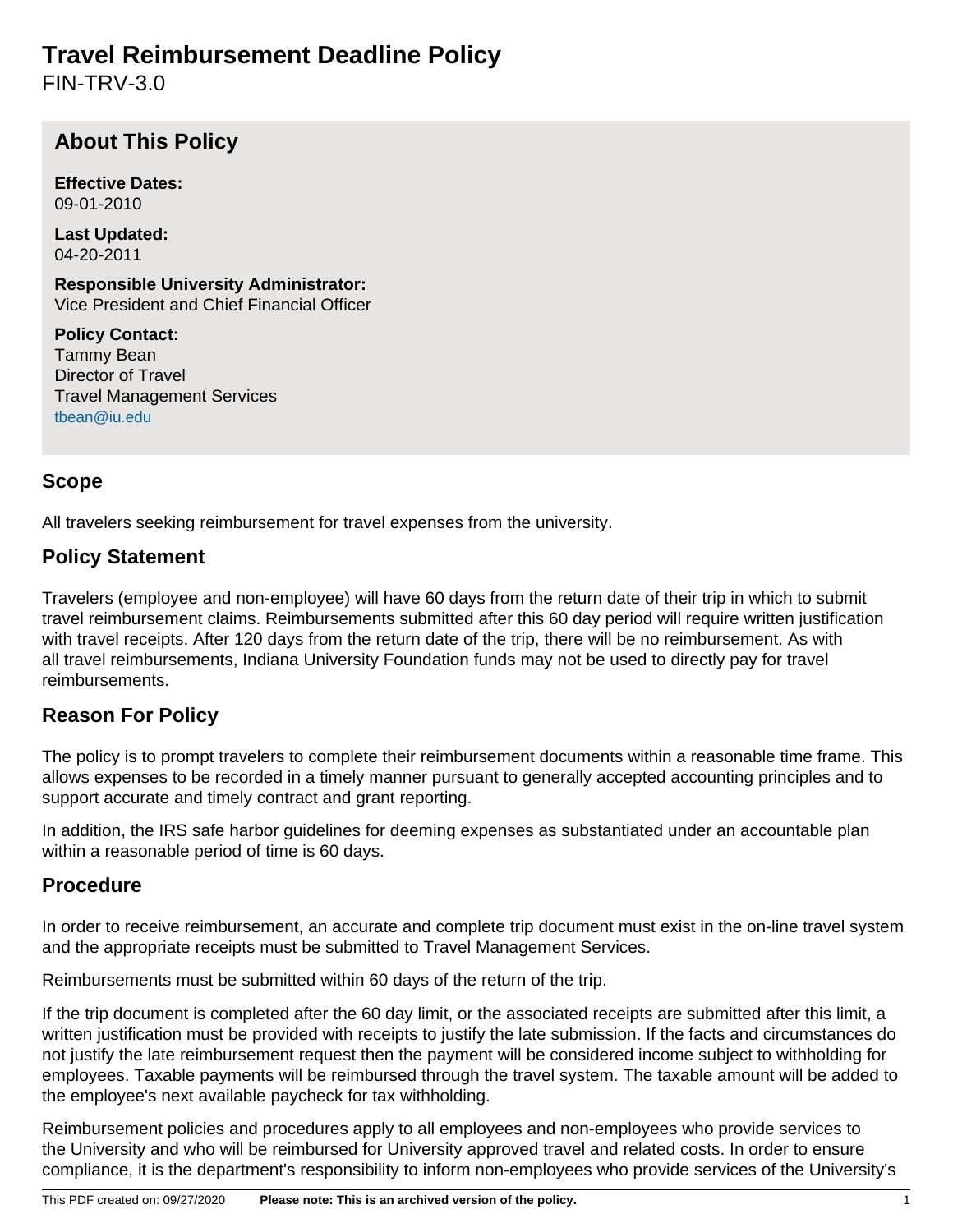# Travel Reimbursement Deadline Policy

FIN-TRV-3.0

## About This Policy

**Effective Dates:**
09-01-2010

**Last Updated:**
04-20-2011

**Responsible University Administrator:**
Vice President and Chief Financial Officer

**Policy Contact:**
Tammy Bean
Director of Travel
Travel Management Services
tbean@iu.edu

## Scope

All travelers seeking reimbursement for travel expenses from the university.

## Policy Statement

Travelers (employee and non-employee) will have 60 days from the return date of their trip in which to submit travel reimbursement claims. Reimbursements submitted after this 60 day period will require written justification with travel receipts. After 120 days from the return date of the trip, there will be no reimbursement. As with all travel reimbursements, Indiana University Foundation funds may not be used to directly pay for travel reimbursements.

## Reason For Policy

The policy is to prompt travelers to complete their reimbursement documents within a reasonable time frame. This allows expenses to be recorded in a timely manner pursuant to generally accepted accounting principles and to support accurate and timely contract and grant reporting.

In addition, the IRS safe harbor guidelines for deeming expenses as substantiated under an accountable plan within a reasonable period of time is 60 days.

## Procedure

In order to receive reimbursement, an accurate and complete trip document must exist in the on-line travel system and the appropriate receipts must be submitted to Travel Management Services.

Reimbursements must be submitted within 60 days of the return of the trip.

If the trip document is completed after the 60 day limit, or the associated receipts are submitted after this limit, a written justification must be provided with receipts to justify the late submission. If the facts and circumstances do not justify the late reimbursement request then the payment will be considered income subject to withholding for employees. Taxable payments will be reimbursed through the travel system. The taxable amount will be added to the employee's next available paycheck for tax withholding.

Reimbursement policies and procedures apply to all employees and non-employees who provide services to the University and who will be reimbursed for University approved travel and related costs. In order to ensure compliance, it is the department's responsibility to inform non-employees who provide services of the University's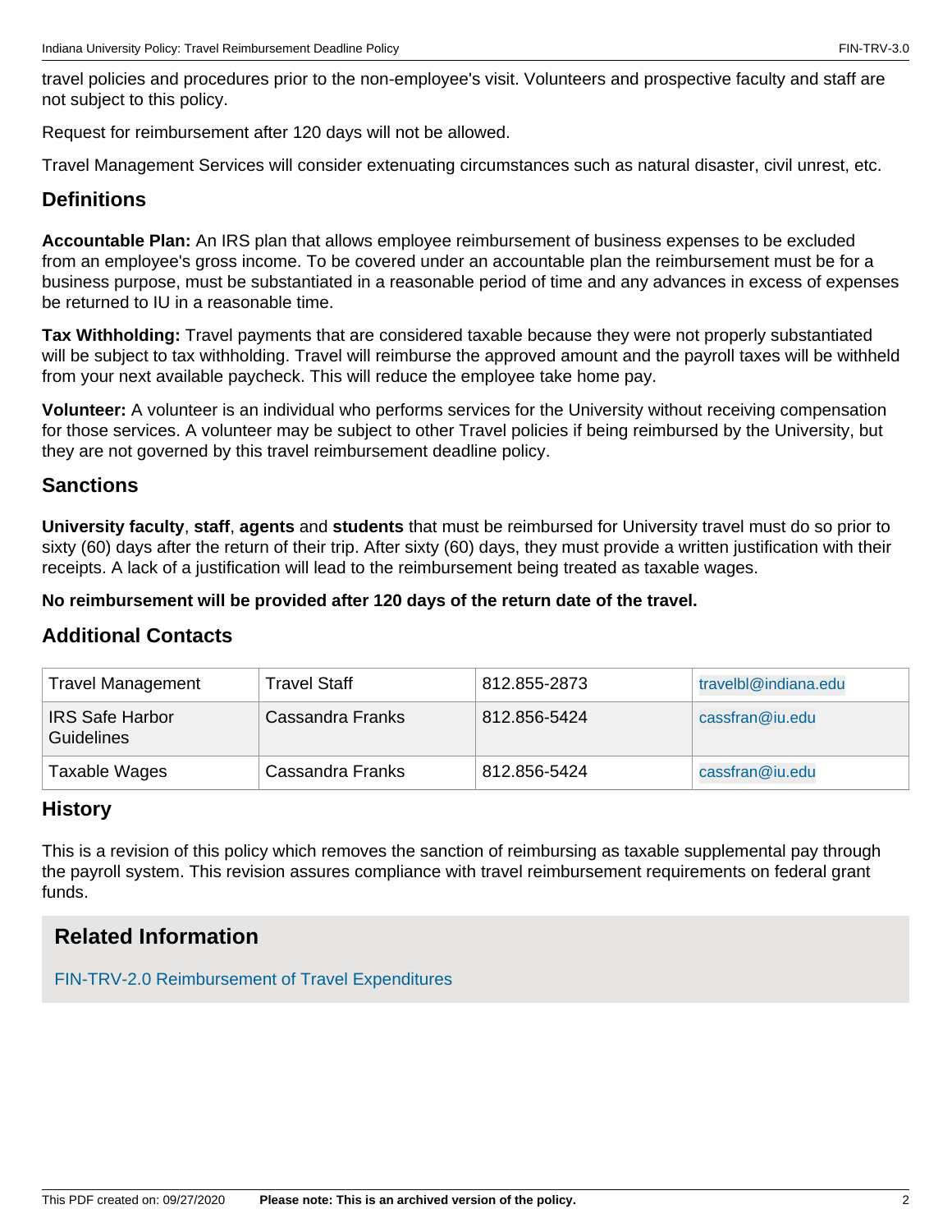travel policies and procedures prior to the non-employee's visit. Volunteers and prospective faculty and staff are not subject to this policy.

Request for reimbursement after 120 days will not be allowed.

Travel Management Services will consider extenuating circumstances such as natural disaster, civil unrest, etc.

## Definitions

**Accountable Plan:** An IRS plan that allows employee reimbursement of business expenses to be excluded from an employee's gross income. To be covered under an accountable plan the reimbursement must be for a business purpose, must be substantiated in a reasonable period of time and any advances in excess of expenses be returned to IU in a reasonable time.

**Tax Withholding:** Travel payments that are considered taxable because they were not properly substantiated will be subject to tax withholding. Travel will reimburse the approved amount and the payroll taxes will be withheld from your next available paycheck. This will reduce the employee take home pay.

**Volunteer:** A volunteer is an individual who performs services for the University without receiving compensation for those services. A volunteer may be subject to other Travel policies if being reimbursed by the University, but they are not governed by this travel reimbursement deadline policy.

## Sanctions

**University faculty**, **staff**, **agents** and **students** that must be reimbursed for University travel must do so prior to sixty (60) days after the return of their trip. After sixty (60) days, they must provide a written justification with their receipts. A lack of a justification will lead to the reimbursement being treated as taxable wages.

**No reimbursement will be provided after 120 days of the return date of the travel.**

## Additional Contacts

| | | | |
|---|---|---|---|
| Travel Management | Travel Staff | 812.855-2873 | travelbl@indiana.edu |
| IRS Safe Harbor Guidelines | Cassandra Franks | 812.856-5424 | cassfran@iu.edu |
| Taxable Wages | Cassandra Franks | 812.856-5424 | cassfran@iu.edu |

## History

This is a revision of this policy which removes the sanction of reimbursing as taxable supplemental pay through the payroll system. This revision assures compliance with travel reimbursement requirements on federal grant funds.

## Related Information

FIN-TRV-2.0 Reimbursement of Travel Expenditures